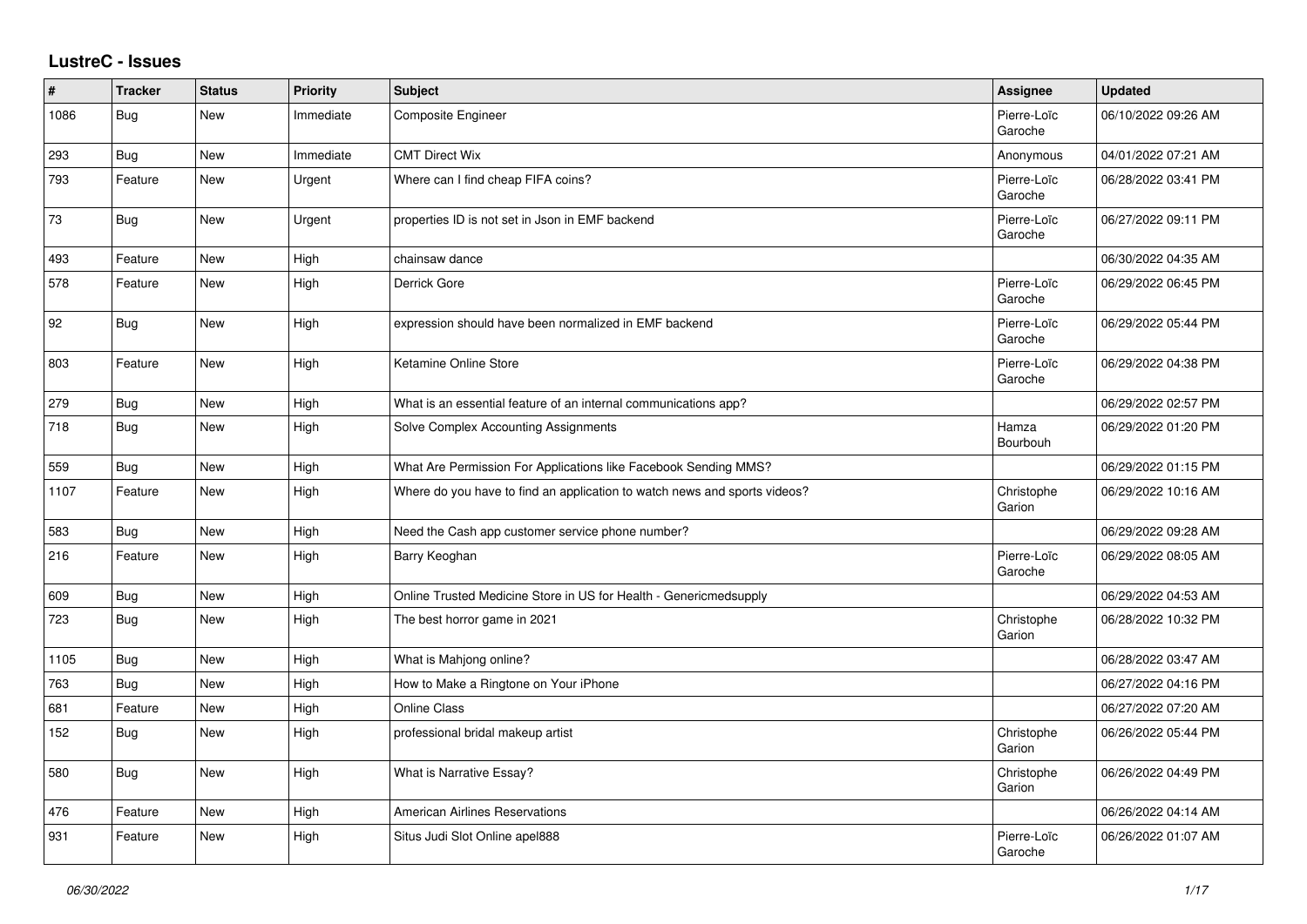## LustreC - Issues

| # | Tracker | Status | Priority | Subject | Assignee | Updated |
|---|---|---|---|---|---|---|
| 1086 | Bug | New | Immediate | Composite Engineer | Pierre-Loïc Garoche | 06/10/2022 09:26 AM |
| 293 | Bug | New | Immediate | CMT Direct Wix | Anonymous | 04/01/2022 07:21 AM |
| 793 | Feature | New | Urgent | Where can I find cheap FIFA coins? | Pierre-Loïc Garoche | 06/28/2022 03:41 PM |
| 73 | Bug | New | Urgent | properties ID is not set in Json in EMF backend | Pierre-Loïc Garoche | 06/27/2022 09:11 PM |
| 493 | Feature | New | High | chainsaw dance | | 06/30/2022 04:35 AM |
| 578 | Feature | New | High | Derrick Gore | Pierre-Loïc Garoche | 06/29/2022 06:45 PM |
| 92 | Bug | New | High | expression should have been normalized in EMF backend | Pierre-Loïc Garoche | 06/29/2022 05:44 PM |
| 803 | Feature | New | High | Ketamine Online Store | Pierre-Loïc Garoche | 06/29/2022 04:38 PM |
| 279 | Bug | New | High | What is an essential feature of an internal communications app? | | 06/29/2022 02:57 PM |
| 718 | Bug | New | High | Solve Complex Accounting Assignments | Hamza Bourbouh | 06/29/2022 01:20 PM |
| 559 | Bug | New | High | What Are Permission For Applications like Facebook Sending MMS? | | 06/29/2022 01:15 PM |
| 1107 | Feature | New | High | Where do you have to find an application to watch news and sports videos? | Christophe Garion | 06/29/2022 10:16 AM |
| 583 | Bug | New | High | Need the Cash app customer service phone number? | | 06/29/2022 09:28 AM |
| 216 | Feature | New | High | Barry Keoghan | Pierre-Loïc Garoche | 06/29/2022 08:05 AM |
| 609 | Bug | New | High | Online Trusted Medicine Store in US for Health - Genericmedsupply | | 06/29/2022 04:53 AM |
| 723 | Bug | New | High | The best horror game in 2021 | Christophe Garion | 06/28/2022 10:32 PM |
| 1105 | Bug | New | High | What is Mahjong online? | | 06/28/2022 03:47 AM |
| 763 | Bug | New | High | How to Make a Ringtone on Your iPhone | | 06/27/2022 04:16 PM |
| 681 | Feature | New | High | Online Class | | 06/27/2022 07:20 AM |
| 152 | Bug | New | High | professional bridal makeup artist | Christophe Garion | 06/26/2022 05:44 PM |
| 580 | Bug | New | High | What is Narrative Essay? | Christophe Garion | 06/26/2022 04:49 PM |
| 476 | Feature | New | High | American Airlines Reservations | | 06/26/2022 04:14 AM |
| 931 | Feature | New | High | Situs Judi Slot Online apel888 | Pierre-Loïc Garoche | 06/26/2022 01:07 AM |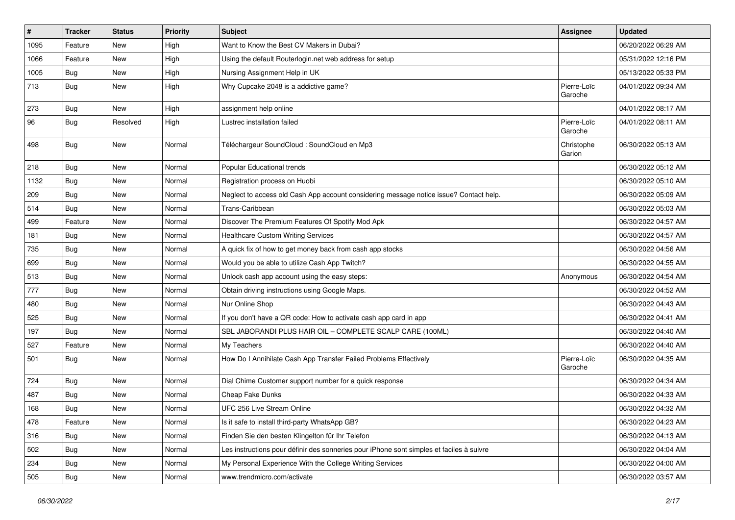| # | Tracker | Status | Priority | Subject | Assignee | Updated |
|---|---|---|---|---|---|---|
| 1095 | Feature | New | High | Want to Know the Best CV Makers in Dubai? | | 06/20/2022 06:29 AM |
| 1066 | Feature | New | High | Using the default Routerlogin.net web address for setup | | 05/31/2022 12:16 PM |
| 1005 | Bug | New | High | Nursing Assignment Help in UK | | 05/13/2022 05:33 PM |
| 713 | Bug | New | High | Why Cupcake 2048 is a addictive game? | Pierre-Loïc Garoche | 04/01/2022 09:34 AM |
| 273 | Bug | New | High | assignment help online | | 04/01/2022 08:17 AM |
| 96 | Bug | Resolved | High | Lustrec installation failed | Pierre-Loïc Garoche | 04/01/2022 08:11 AM |
| 498 | Bug | New | Normal | Téléchargeur SoundCloud : SoundCloud en Mp3 | Christophe Garion | 06/30/2022 05:13 AM |
| 218 | Bug | New | Normal | Popular Educational trends | | 06/30/2022 05:12 AM |
| 1132 | Bug | New | Normal | Registration process on Huobi | | 06/30/2022 05:10 AM |
| 209 | Bug | New | Normal | Neglect to access old Cash App account considering message notice issue? Contact help. | | 06/30/2022 05:09 AM |
| 514 | Bug | New | Normal | Trans-Caribbean | | 06/30/2022 05:03 AM |
| 499 | Feature | New | Normal | Discover The Premium Features Of Spotify Mod Apk | | 06/30/2022 04:57 AM |
| 181 | Bug | New | Normal | Healthcare Custom Writing Services | | 06/30/2022 04:57 AM |
| 735 | Bug | New | Normal | A quick fix of how to get money back from cash app stocks | | 06/30/2022 04:56 AM |
| 699 | Bug | New | Normal | Would you be able to utilize Cash App Twitch? | | 06/30/2022 04:55 AM |
| 513 | Bug | New | Normal | Unlock cash app account using the easy steps: | Anonymous | 06/30/2022 04:54 AM |
| 777 | Bug | New | Normal | Obtain driving instructions using Google Maps. | | 06/30/2022 04:52 AM |
| 480 | Bug | New | Normal | Nur Online Shop | | 06/30/2022 04:43 AM |
| 525 | Bug | New | Normal | If you don't have a QR code: How to activate cash app card in app | | 06/30/2022 04:41 AM |
| 197 | Bug | New | Normal | SBL JABORANDI PLUS HAIR OIL – COMPLETE SCALP CARE (100ML) | | 06/30/2022 04:40 AM |
| 527 | Feature | New | Normal | My Teachers | | 06/30/2022 04:40 AM |
| 501 | Bug | New | Normal | How Do I Annihilate Cash App Transfer Failed Problems Effectively | Pierre-Loïc Garoche | 06/30/2022 04:35 AM |
| 724 | Bug | New | Normal | Dial Chime Customer support number for a quick response | | 06/30/2022 04:34 AM |
| 487 | Bug | New | Normal | Cheap Fake Dunks | | 06/30/2022 04:33 AM |
| 168 | Bug | New | Normal | UFC 256 Live Stream Online | | 06/30/2022 04:32 AM |
| 478 | Feature | New | Normal | Is it safe to install third-party WhatsApp GB? | | 06/30/2022 04:23 AM |
| 316 | Bug | New | Normal | Finden Sie den besten Klingelton für Ihr Telefon | | 06/30/2022 04:13 AM |
| 502 | Bug | New | Normal | Les instructions pour définir des sonneries pour iPhone sont simples et faciles à suivre | | 06/30/2022 04:04 AM |
| 234 | Bug | New | Normal | My Personal Experience With the College Writing Services | | 06/30/2022 04:00 AM |
| 505 | Bug | New | Normal | www.trendmicro.com/activate | | 06/30/2022 03:57 AM |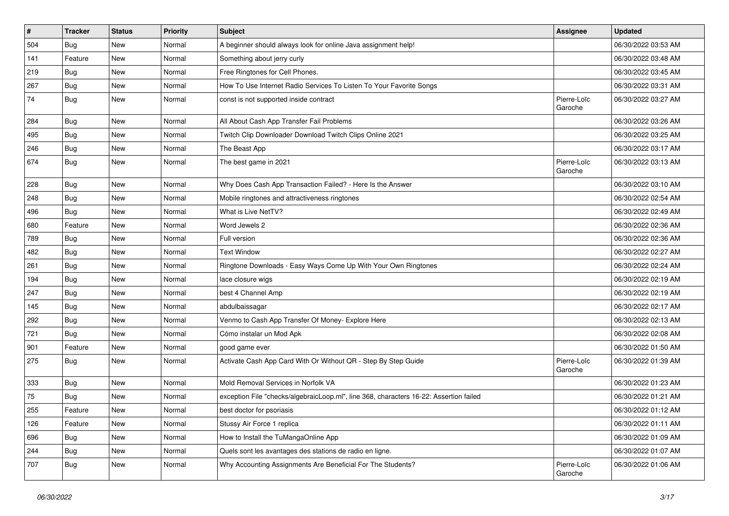| # | Tracker | Status | Priority | Subject | Assignee | Updated |
| --- | --- | --- | --- | --- | --- | --- |
| 504 | Bug | New | Normal | A beginner should always look for online Java assignment help! | | 06/30/2022 03:53 AM |
| 141 | Feature | New | Normal | Something about jerry curly | | 06/30/2022 03:48 AM |
| 219 | Bug | New | Normal | Free Ringtones for Cell Phones. | | 06/30/2022 03:45 AM |
| 267 | Bug | New | Normal | How To Use Internet Radio Services To Listen To Your Favorite Songs | | 06/30/2022 03:31 AM |
| 74 | Bug | New | Normal | const is not supported inside contract | Pierre-Loïc Garoche | 06/30/2022 03:27 AM |
| 284 | Bug | New | Normal | All About Cash App Transfer Fail Problems | | 06/30/2022 03:26 AM |
| 495 | Bug | New | Normal | Twitch Clip Downloader Download Twitch Clips Online 2021 | | 06/30/2022 03:25 AM |
| 246 | Bug | New | Normal | The Beast App | | 06/30/2022 03:17 AM |
| 674 | Bug | New | Normal | The best game in 2021 | Pierre-Loïc Garoche | 06/30/2022 03:13 AM |
| 228 | Bug | New | Normal | Why Does Cash App Transaction Failed? - Here Is the Answer | | 06/30/2022 03:10 AM |
| 248 | Bug | New | Normal | Mobile ringtones and attractiveness ringtones | | 06/30/2022 02:54 AM |
| 496 | Bug | New | Normal | What is Live NetTV? | | 06/30/2022 02:49 AM |
| 680 | Feature | New | Normal | Word Jewels 2 | | 06/30/2022 02:36 AM |
| 789 | Bug | New | Normal | Full version | | 06/30/2022 02:36 AM |
| 482 | Bug | New | Normal | Text Window | | 06/30/2022 02:27 AM |
| 261 | Bug | New | Normal | Ringtone Downloads - Easy Ways Come Up With Your Own Ringtones | | 06/30/2022 02:24 AM |
| 194 | Bug | New | Normal | lace closure wigs | | 06/30/2022 02:19 AM |
| 247 | Bug | New | Normal | best 4 Channel Amp | | 06/30/2022 02:19 AM |
| 145 | Bug | New | Normal | abdulbaissagar | | 06/30/2022 02:17 AM |
| 292 | Bug | New | Normal | Venmo to Cash App Transfer Of Money- Explore Here | | 06/30/2022 02:13 AM |
| 721 | Bug | New | Normal | Cómo instalar un Mod Apk | | 06/30/2022 02:08 AM |
| 901 | Feature | New | Normal | good game ever | | 06/30/2022 01:50 AM |
| 275 | Bug | New | Normal | Activate Cash App Card With Or Without QR - Step By Step Guide | Pierre-Loïc Garoche | 06/30/2022 01:39 AM |
| 333 | Bug | New | Normal | Mold Removal Services in Norfolk VA | | 06/30/2022 01:23 AM |
| 75 | Bug | New | Normal | exception File "checks/algebraicLoop.ml", line 368, characters 16-22: Assertion failed | | 06/30/2022 01:21 AM |
| 255 | Feature | New | Normal | best doctor for psoriasis | | 06/30/2022 01:12 AM |
| 126 | Feature | New | Normal | Stussy Air Force 1 replica | | 06/30/2022 01:11 AM |
| 696 | Bug | New | Normal | How to Install the TuMangaOnline App | | 06/30/2022 01:09 AM |
| 244 | Bug | New | Normal | Quels sont les avantages des stations de radio en ligne. | | 06/30/2022 01:07 AM |
| 707 | Bug | New | Normal | Why Accounting Assignments Are Beneficial For The Students? | Pierre-Loïc Garoche | 06/30/2022 01:06 AM |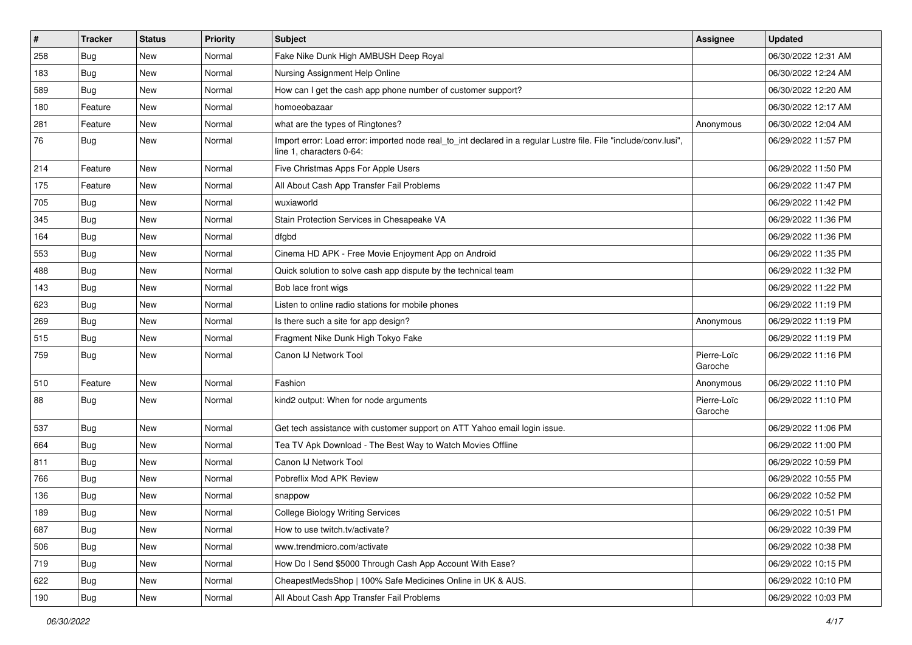| # | Tracker | Status | Priority | Subject | Assignee | Updated |
|---|---|---|---|---|---|---|
| 258 | Bug | New | Normal | Fake Nike Dunk High AMBUSH Deep Royal | | 06/30/2022 12:31 AM |
| 183 | Bug | New | Normal | Nursing Assignment Help Online | | 06/30/2022 12:24 AM |
| 589 | Bug | New | Normal | How can I get the cash app phone number of customer support? | | 06/30/2022 12:20 AM |
| 180 | Feature | New | Normal | homoeobazaar | | 06/30/2022 12:17 AM |
| 281 | Feature | New | Normal | what are the types of Ringtones? | Anonymous | 06/30/2022 12:04 AM |
| 76 | Bug | New | Normal | Import error: Load error: imported node real_to_int declared in a regular Lustre file. File "include/conv.lusi", line 1, characters 0-64: | | 06/29/2022 11:57 PM |
| 214 | Feature | New | Normal | Five Christmas Apps For Apple Users | | 06/29/2022 11:50 PM |
| 175 | Feature | New | Normal | All About Cash App Transfer Fail Problems | | 06/29/2022 11:47 PM |
| 705 | Bug | New | Normal | wuxiaworld | | 06/29/2022 11:42 PM |
| 345 | Bug | New | Normal | Stain Protection Services in Chesapeake VA | | 06/29/2022 11:36 PM |
| 164 | Bug | New | Normal | dfgbd | | 06/29/2022 11:36 PM |
| 553 | Bug | New | Normal | Cinema HD APK - Free Movie Enjoyment App on Android | | 06/29/2022 11:35 PM |
| 488 | Bug | New | Normal | Quick solution to solve cash app dispute by the technical team | | 06/29/2022 11:32 PM |
| 143 | Bug | New | Normal | Bob lace front wigs | | 06/29/2022 11:22 PM |
| 623 | Bug | New | Normal | Listen to online radio stations for mobile phones | | 06/29/2022 11:19 PM |
| 269 | Bug | New | Normal | Is there such a site for app design? | Anonymous | 06/29/2022 11:19 PM |
| 515 | Bug | New | Normal | Fragment Nike Dunk High Tokyo Fake | | 06/29/2022 11:19 PM |
| 759 | Bug | New | Normal | Canon IJ Network Tool | Pierre-Loïc Garoche | 06/29/2022 11:16 PM |
| 510 | Feature | New | Normal | Fashion | Anonymous | 06/29/2022 11:10 PM |
| 88 | Bug | New | Normal | kind2 output: When for node arguments | Pierre-Loïc Garoche | 06/29/2022 11:10 PM |
| 537 | Bug | New | Normal | Get tech assistance with customer support on ATT Yahoo email login issue. | | 06/29/2022 11:06 PM |
| 664 | Bug | New | Normal | Tea TV Apk Download - The Best Way to Watch Movies Offline | | 06/29/2022 11:00 PM |
| 811 | Bug | New | Normal | Canon IJ Network Tool | | 06/29/2022 10:59 PM |
| 766 | Bug | New | Normal | Pobreflix Mod APK Review | | 06/29/2022 10:55 PM |
| 136 | Bug | New | Normal | snappow | | 06/29/2022 10:52 PM |
| 189 | Bug | New | Normal | College Biology Writing Services | | 06/29/2022 10:51 PM |
| 687 | Bug | New | Normal | How to use twitch.tv/activate? | | 06/29/2022 10:39 PM |
| 506 | Bug | New | Normal | www.trendmicro.com/activate | | 06/29/2022 10:38 PM |
| 719 | Bug | New | Normal | How Do I Send $5000 Through Cash App Account With Ease? | | 06/29/2022 10:15 PM |
| 622 | Bug | New | Normal | CheapestMedsShop \| 100% Safe Medicines Online in UK & AUS. | | 06/29/2022 10:10 PM |
| 190 | Bug | New | Normal | All About Cash App Transfer Fail Problems | | 06/29/2022 10:03 PM |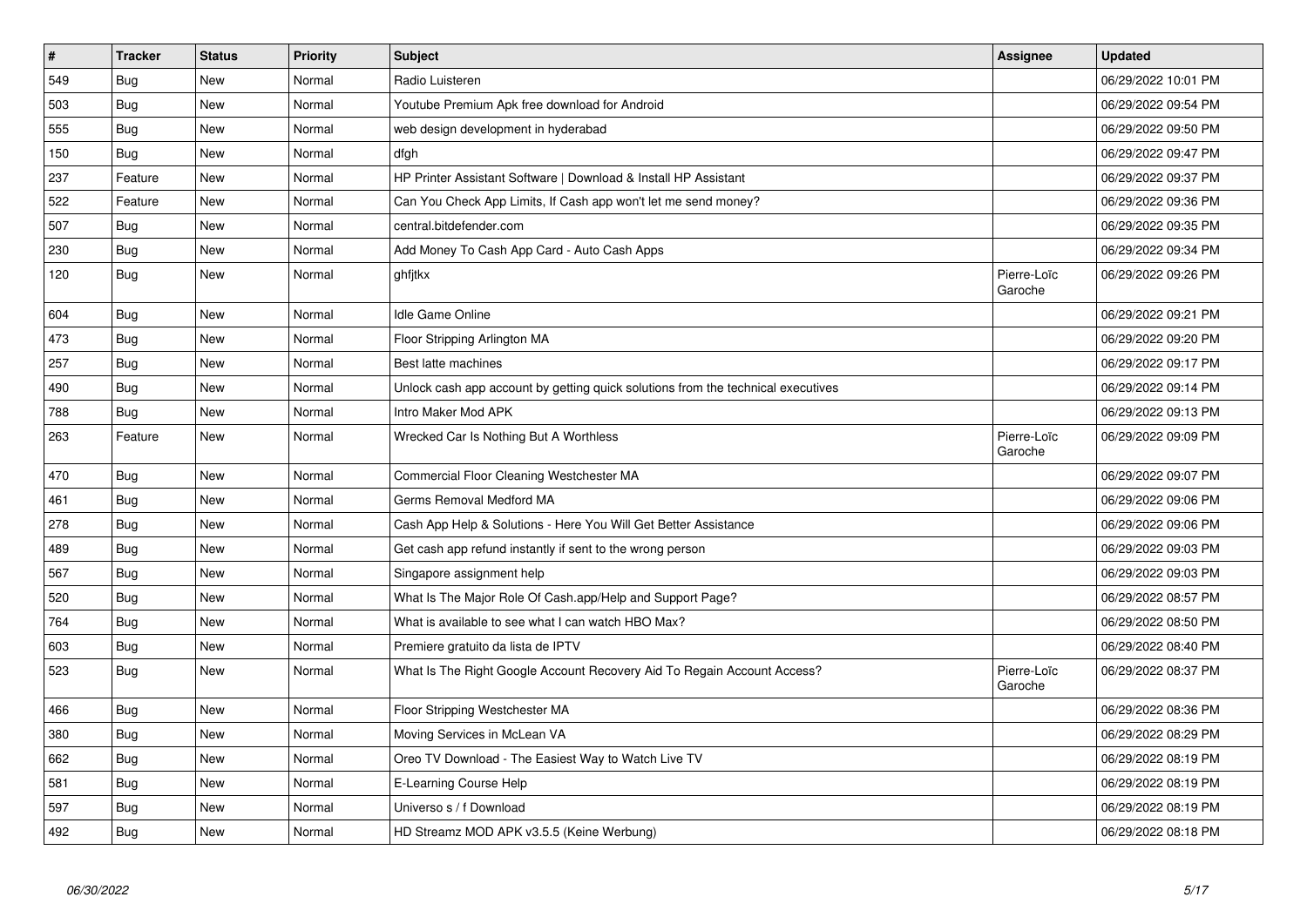| # | Tracker | Status | Priority | Subject | Assignee | Updated |
| --- | --- | --- | --- | --- | --- | --- |
| 549 | Bug | New | Normal | Radio Luisteren | | 06/29/2022 10:01 PM |
| 503 | Bug | New | Normal | Youtube Premium Apk free download for Android | | 06/29/2022 09:54 PM |
| 555 | Bug | New | Normal | web design development in hyderabad | | 06/29/2022 09:50 PM |
| 150 | Bug | New | Normal | dfgh | | 06/29/2022 09:47 PM |
| 237 | Feature | New | Normal | HP Printer Assistant Software \| Download & Install HP Assistant | | 06/29/2022 09:37 PM |
| 522 | Feature | New | Normal | Can You Check App Limits, If Cash app won't let me send money? | | 06/29/2022 09:36 PM |
| 507 | Bug | New | Normal | central.bitdefender.com | | 06/29/2022 09:35 PM |
| 230 | Bug | New | Normal | Add Money To Cash App Card - Auto Cash Apps | | 06/29/2022 09:34 PM |
| 120 | Bug | New | Normal | ghfjtkx | Pierre-Loïc Garoche | 06/29/2022 09:26 PM |
| 604 | Bug | New | Normal | Idle Game Online | | 06/29/2022 09:21 PM |
| 473 | Bug | New | Normal | Floor Stripping Arlington MA | | 06/29/2022 09:20 PM |
| 257 | Bug | New | Normal | Best latte machines | | 06/29/2022 09:17 PM |
| 490 | Bug | New | Normal | Unlock cash app account by getting quick solutions from the technical executives | | 06/29/2022 09:14 PM |
| 788 | Bug | New | Normal | Intro Maker Mod APK | | 06/29/2022 09:13 PM |
| 263 | Feature | New | Normal | Wrecked Car Is Nothing But A Worthless | Pierre-Loïc Garoche | 06/29/2022 09:09 PM |
| 470 | Bug | New | Normal | Commercial Floor Cleaning Westchester MA | | 06/29/2022 09:07 PM |
| 461 | Bug | New | Normal | Germs Removal Medford MA | | 06/29/2022 09:06 PM |
| 278 | Bug | New | Normal | Cash App Help & Solutions - Here You Will Get Better Assistance | | 06/29/2022 09:06 PM |
| 489 | Bug | New | Normal | Get cash app refund instantly if sent to the wrong person | | 06/29/2022 09:03 PM |
| 567 | Bug | New | Normal | Singapore assignment help | | 06/29/2022 09:03 PM |
| 520 | Bug | New | Normal | What Is The Major Role Of Cash.app/Help and Support Page? | | 06/29/2022 08:57 PM |
| 764 | Bug | New | Normal | What is available to see what I can watch HBO Max? | | 06/29/2022 08:50 PM |
| 603 | Bug | New | Normal | Premiere gratuito da lista de IPTV | | 06/29/2022 08:40 PM |
| 523 | Bug | New | Normal | What Is The Right Google Account Recovery Aid To Regain Account Access? | Pierre-Loïc Garoche | 06/29/2022 08:37 PM |
| 466 | Bug | New | Normal | Floor Stripping Westchester MA | | 06/29/2022 08:36 PM |
| 380 | Bug | New | Normal | Moving Services in McLean VA | | 06/29/2022 08:29 PM |
| 662 | Bug | New | Normal | Oreo TV Download - The Easiest Way to Watch Live TV | | 06/29/2022 08:19 PM |
| 581 | Bug | New | Normal | E-Learning Course Help | | 06/29/2022 08:19 PM |
| 597 | Bug | New | Normal | Universo s / f Download | | 06/29/2022 08:19 PM |
| 492 | Bug | New | Normal | HD Streamz MOD APK v3.5.5 (Keine Werbung) | | 06/29/2022 08:18 PM |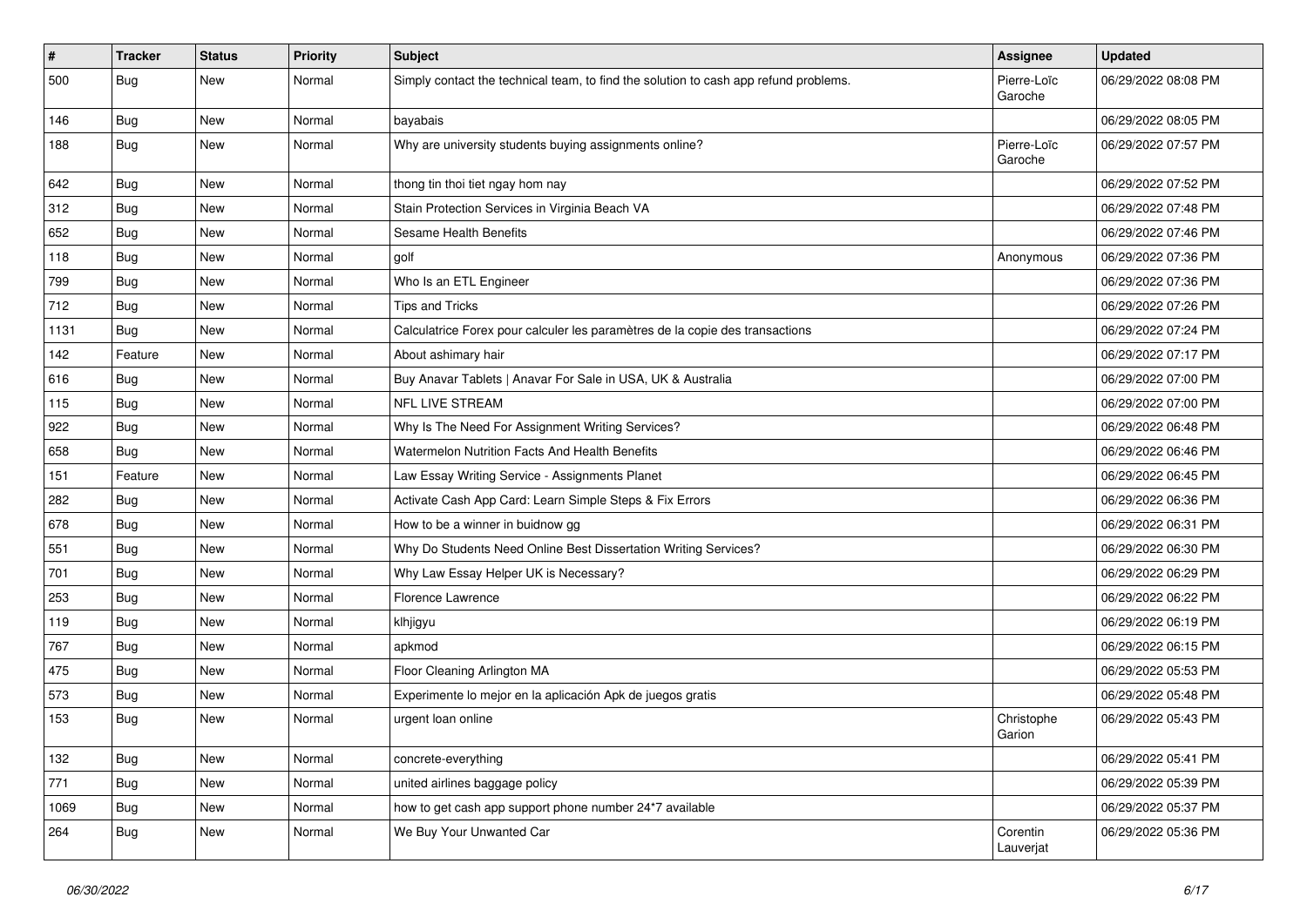| # | Tracker | Status | Priority | Subject | Assignee | Updated |
|---|---|---|---|---|---|---|
| 500 | Bug | New | Normal | Simply contact the technical team, to find the solution to cash app refund problems. | Pierre-Loïc Garoche | 06/29/2022 08:08 PM |
| 146 | Bug | New | Normal | bayabais | | 06/29/2022 08:05 PM |
| 188 | Bug | New | Normal | Why are university students buying assignments online? | Pierre-Loïc Garoche | 06/29/2022 07:57 PM |
| 642 | Bug | New | Normal | thong tin thoi tiet ngay hom nay | | 06/29/2022 07:52 PM |
| 312 | Bug | New | Normal | Stain Protection Services in Virginia Beach VA | | 06/29/2022 07:48 PM |
| 652 | Bug | New | Normal | Sesame Health Benefits | | 06/29/2022 07:46 PM |
| 118 | Bug | New | Normal | golf | Anonymous | 06/29/2022 07:36 PM |
| 799 | Bug | New | Normal | Who Is an ETL Engineer | | 06/29/2022 07:36 PM |
| 712 | Bug | New | Normal | Tips and Tricks | | 06/29/2022 07:26 PM |
| 1131 | Bug | New | Normal | Calculatrice Forex pour calculer les paramètres de la copie des transactions | | 06/29/2022 07:24 PM |
| 142 | Feature | New | Normal | About ashimary hair | | 06/29/2022 07:17 PM |
| 616 | Bug | New | Normal | Buy Anavar Tablets \| Anavar For Sale in USA, UK & Australia | | 06/29/2022 07:00 PM |
| 115 | Bug | New | Normal | NFL LIVE STREAM | | 06/29/2022 07:00 PM |
| 922 | Bug | New | Normal | Why Is The Need For Assignment Writing Services? | | 06/29/2022 06:48 PM |
| 658 | Bug | New | Normal | Watermelon Nutrition Facts And Health Benefits | | 06/29/2022 06:46 PM |
| 151 | Feature | New | Normal | Law Essay Writing Service - Assignments Planet | | 06/29/2022 06:45 PM |
| 282 | Bug | New | Normal | Activate Cash App Card: Learn Simple Steps & Fix Errors | | 06/29/2022 06:36 PM |
| 678 | Bug | New | Normal | How to be a winner in buidnow gg | | 06/29/2022 06:31 PM |
| 551 | Bug | New | Normal | Why Do Students Need Online Best Dissertation Writing Services? | | 06/29/2022 06:30 PM |
| 701 | Bug | New | Normal | Why Law Essay Helper UK is Necessary? | | 06/29/2022 06:29 PM |
| 253 | Bug | New | Normal | Florence Lawrence | | 06/29/2022 06:22 PM |
| 119 | Bug | New | Normal | klhjigyu | | 06/29/2022 06:19 PM |
| 767 | Bug | New | Normal | apkmod | | 06/29/2022 06:15 PM |
| 475 | Bug | New | Normal | Floor Cleaning Arlington MA | | 06/29/2022 05:53 PM |
| 573 | Bug | New | Normal | Experimente lo mejor en la aplicación Apk de juegos gratis | | 06/29/2022 05:48 PM |
| 153 | Bug | New | Normal | urgent loan online | Christophe Garion | 06/29/2022 05:43 PM |
| 132 | Bug | New | Normal | concrete-everything | | 06/29/2022 05:41 PM |
| 771 | Bug | New | Normal | united airlines baggage policy | | 06/29/2022 05:39 PM |
| 1069 | Bug | New | Normal | how to get cash app support phone number 24*7 available | | 06/29/2022 05:37 PM |
| 264 | Bug | New | Normal | We Buy Your Unwanted Car | Corentin Lauverjat | 06/29/2022 05:36 PM |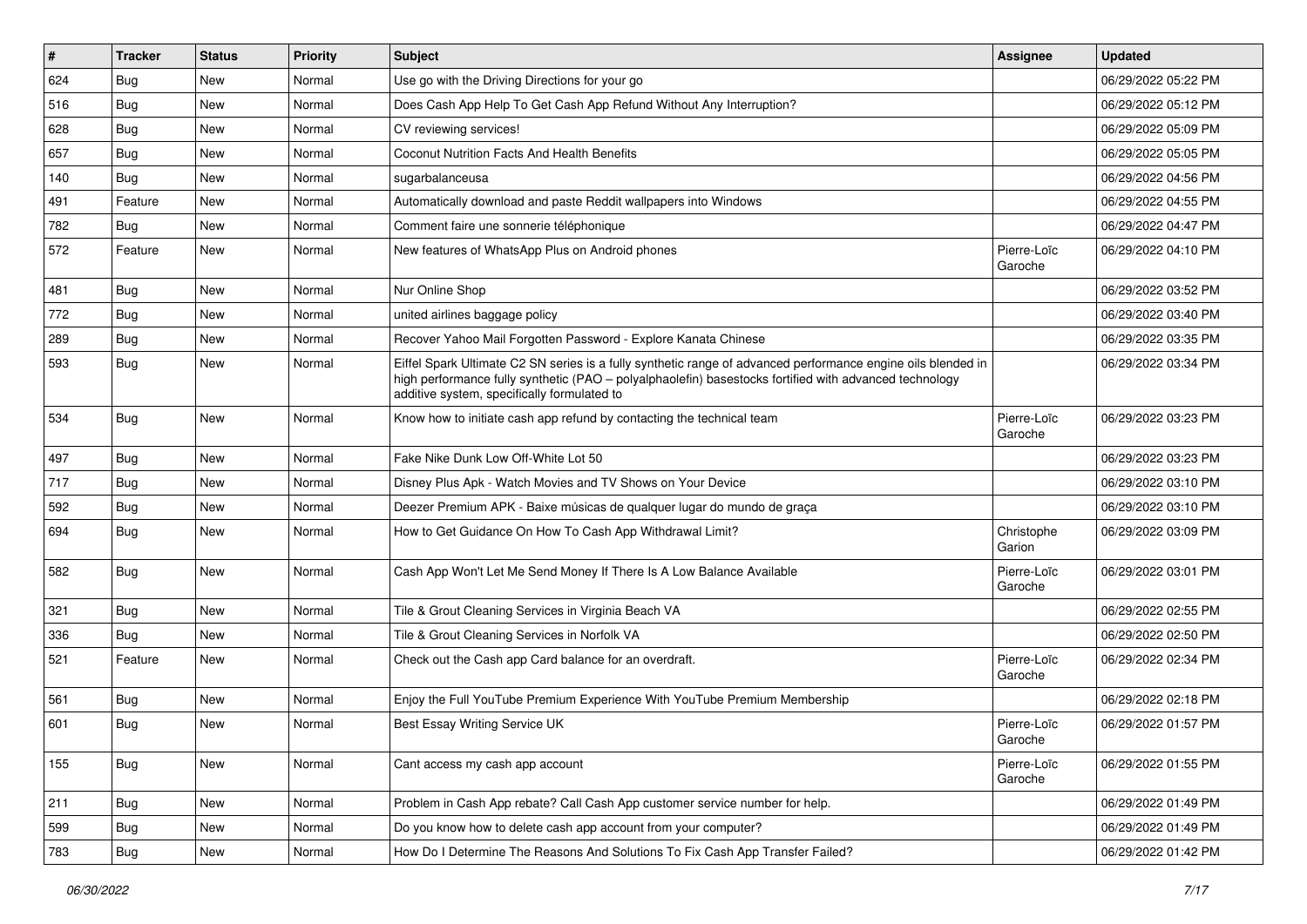| # | Tracker | Status | Priority | Subject | Assignee | Updated |
|---|---|---|---|---|---|---|
| 624 | Bug | New | Normal | Use go with the Driving Directions for your go | | 06/29/2022 05:22 PM |
| 516 | Bug | New | Normal | Does Cash App Help To Get Cash App Refund Without Any Interruption? | | 06/29/2022 05:12 PM |
| 628 | Bug | New | Normal | CV reviewing services! | | 06/29/2022 05:09 PM |
| 657 | Bug | New | Normal | Coconut Nutrition Facts And Health Benefits | | 06/29/2022 05:05 PM |
| 140 | Bug | New | Normal | sugarbalanceusa | | 06/29/2022 04:56 PM |
| 491 | Feature | New | Normal | Automatically download and paste Reddit wallpapers into Windows | | 06/29/2022 04:55 PM |
| 782 | Bug | New | Normal | Comment faire une sonnerie téléphonique | | 06/29/2022 04:47 PM |
| 572 | Feature | New | Normal | New features of WhatsApp Plus on Android phones | Pierre-Loïc Garoche | 06/29/2022 04:10 PM |
| 481 | Bug | New | Normal | Nur Online Shop | | 06/29/2022 03:52 PM |
| 772 | Bug | New | Normal | united airlines baggage policy | | 06/29/2022 03:40 PM |
| 289 | Bug | New | Normal | Recover Yahoo Mail Forgotten Password - Explore Kanata Chinese | | 06/29/2022 03:35 PM |
| 593 | Bug | New | Normal | Eiffel Spark Ultimate C2 SN series is a fully synthetic range of advanced performance engine oils blended in high performance fully synthetic (PAO – polyalphaolefin) basestocks fortified with advanced technology additive system, specifically formulated to | | 06/29/2022 03:34 PM |
| 534 | Bug | New | Normal | Know how to initiate cash app refund by contacting the technical team | Pierre-Loïc Garoche | 06/29/2022 03:23 PM |
| 497 | Bug | New | Normal | Fake Nike Dunk Low Off-White Lot 50 | | 06/29/2022 03:23 PM |
| 717 | Bug | New | Normal | Disney Plus Apk - Watch Movies and TV Shows on Your Device | | 06/29/2022 03:10 PM |
| 592 | Bug | New | Normal | Deezer Premium APK - Baixe músicas de qualquer lugar do mundo de graça | | 06/29/2022 03:10 PM |
| 694 | Bug | New | Normal | How to Get Guidance On How To Cash App Withdrawal Limit? | Christophe Garion | 06/29/2022 03:09 PM |
| 582 | Bug | New | Normal | Cash App Won't Let Me Send Money If There Is A Low Balance Available | Pierre-Loïc Garoche | 06/29/2022 03:01 PM |
| 321 | Bug | New | Normal | Tile & Grout Cleaning Services in Virginia Beach VA | | 06/29/2022 02:55 PM |
| 336 | Bug | New | Normal | Tile & Grout Cleaning Services in Norfolk VA | | 06/29/2022 02:50 PM |
| 521 | Feature | New | Normal | Check out the Cash app Card balance for an overdraft. | Pierre-Loïc Garoche | 06/29/2022 02:34 PM |
| 561 | Bug | New | Normal | Enjoy the Full YouTube Premium Experience With YouTube Premium Membership | | 06/29/2022 02:18 PM |
| 601 | Bug | New | Normal | Best Essay Writing Service UK | Pierre-Loïc Garoche | 06/29/2022 01:57 PM |
| 155 | Bug | New | Normal | Cant access my cash app account | Pierre-Loïc Garoche | 06/29/2022 01:55 PM |
| 211 | Bug | New | Normal | Problem in Cash App rebate? Call Cash App customer service number for help. | | 06/29/2022 01:49 PM |
| 599 | Bug | New | Normal | Do you know how to delete cash app account from your computer? | | 06/29/2022 01:49 PM |
| 783 | Bug | New | Normal | How Do I Determine The Reasons And Solutions To Fix Cash App Transfer Failed? | | 06/29/2022 01:42 PM |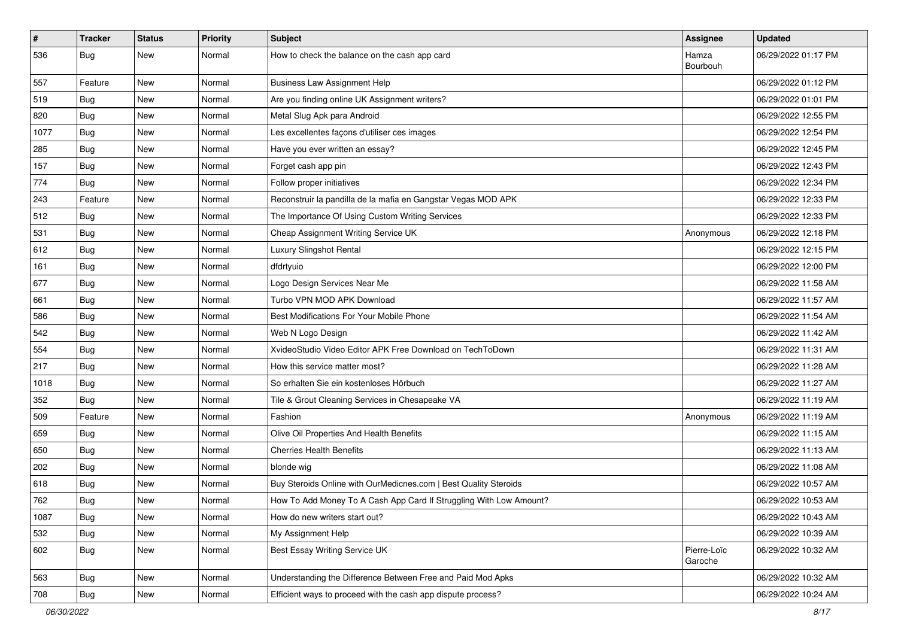| # | Tracker | Status | Priority | Subject | Assignee | Updated |
|---|---|---|---|---|---|---|
| 536 | Bug | New | Normal | How to check the balance on the cash app card | Hamza Bourbouh | 06/29/2022 01:17 PM |
| 557 | Feature | New | Normal | Business Law Assignment Help | | 06/29/2022 01:12 PM |
| 519 | Bug | New | Normal | Are you finding online UK Assignment writers? | | 06/29/2022 01:01 PM |
| 820 | Bug | New | Normal | Metal Slug Apk para Android | | 06/29/2022 12:55 PM |
| 1077 | Bug | New | Normal | Les excellentes façons d'utiliser ces images | | 06/29/2022 12:54 PM |
| 285 | Bug | New | Normal | Have you ever written an essay? | | 06/29/2022 12:45 PM |
| 157 | Bug | New | Normal | Forget cash app pin | | 06/29/2022 12:43 PM |
| 774 | Bug | New | Normal | Follow proper initiatives | | 06/29/2022 12:34 PM |
| 243 | Feature | New | Normal | Reconstruir la pandilla de la mafia en Gangstar Vegas MOD APK | | 06/29/2022 12:33 PM |
| 512 | Bug | New | Normal | The Importance Of Using Custom Writing Services | | 06/29/2022 12:33 PM |
| 531 | Bug | New | Normal | Cheap Assignment Writing Service UK | Anonymous | 06/29/2022 12:18 PM |
| 612 | Bug | New | Normal | Luxury Slingshot Rental | | 06/29/2022 12:15 PM |
| 161 | Bug | New | Normal | dfdrtyuio | | 06/29/2022 12:00 PM |
| 677 | Bug | New | Normal | Logo Design Services Near Me | | 06/29/2022 11:58 AM |
| 661 | Bug | New | Normal | Turbo VPN MOD APK Download | | 06/29/2022 11:57 AM |
| 586 | Bug | New | Normal | Best Modifications For Your Mobile Phone | | 06/29/2022 11:54 AM |
| 542 | Bug | New | Normal | Web N Logo Design | | 06/29/2022 11:42 AM |
| 554 | Bug | New | Normal | XvideoStudio Video Editor APK Free Download on TechToDown | | 06/29/2022 11:31 AM |
| 217 | Bug | New | Normal | How this service matter most? | | 06/29/2022 11:28 AM |
| 1018 | Bug | New | Normal | So erhalten Sie ein kostenloses Hörbuch | | 06/29/2022 11:27 AM |
| 352 | Bug | New | Normal | Tile & Grout Cleaning Services in Chesapeake VA | | 06/29/2022 11:19 AM |
| 509 | Feature | New | Normal | Fashion | Anonymous | 06/29/2022 11:19 AM |
| 659 | Bug | New | Normal | Olive Oil Properties And Health Benefits | | 06/29/2022 11:15 AM |
| 650 | Bug | New | Normal | Cherries Health Benefits | | 06/29/2022 11:13 AM |
| 202 | Bug | New | Normal | blonde wig | | 06/29/2022 11:08 AM |
| 618 | Bug | New | Normal | Buy Steroids Online with OurMedicnes.com \| Best Quality Steroids | | 06/29/2022 10:57 AM |
| 762 | Bug | New | Normal | How To Add Money To A Cash App Card If Struggling With Low Amount? | | 06/29/2022 10:53 AM |
| 1087 | Bug | New | Normal | How do new writers start out? | | 06/29/2022 10:43 AM |
| 532 | Bug | New | Normal | My Assignment Help | | 06/29/2022 10:39 AM |
| 602 | Bug | New | Normal | Best Essay Writing Service UK | Pierre-Loïc Garoche | 06/29/2022 10:32 AM |
| 563 | Bug | New | Normal | Understanding the Difference Between Free and Paid Mod Apks | | 06/29/2022 10:32 AM |
| 708 | Bug | New | Normal | Efficient ways to proceed with the cash app dispute process? | | 06/29/2022 10:24 AM |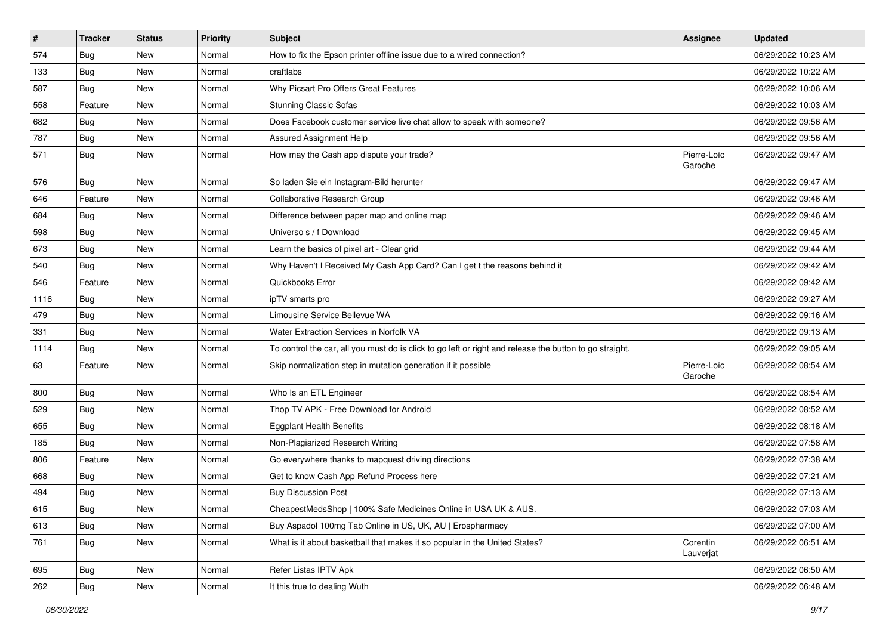| # | Tracker | Status | Priority | Subject | Assignee | Updated |
|---|---|---|---|---|---|---|
| 574 | Bug | New | Normal | How to fix the Epson printer offline issue due to a wired connection? | | 06/29/2022 10:23 AM |
| 133 | Bug | New | Normal | craftlabs | | 06/29/2022 10:22 AM |
| 587 | Bug | New | Normal | Why Picsart Pro Offers Great Features | | 06/29/2022 10:06 AM |
| 558 | Feature | New | Normal | Stunning Classic Sofas | | 06/29/2022 10:03 AM |
| 682 | Bug | New | Normal | Does Facebook customer service live chat allow to speak with someone? | | 06/29/2022 09:56 AM |
| 787 | Bug | New | Normal | Assured Assignment Help | | 06/29/2022 09:56 AM |
| 571 | Bug | New | Normal | How may the Cash app dispute your trade? | Pierre-Loïc Garoche | 06/29/2022 09:47 AM |
| 576 | Bug | New | Normal | So laden Sie ein Instagram-Bild herunter | | 06/29/2022 09:47 AM |
| 646 | Feature | New | Normal | Collaborative Research Group | | 06/29/2022 09:46 AM |
| 684 | Bug | New | Normal | Difference between paper map and online map | | 06/29/2022 09:46 AM |
| 598 | Bug | New | Normal | Universo s / f Download | | 06/29/2022 09:45 AM |
| 673 | Bug | New | Normal | Learn the basics of pixel art - Clear grid | | 06/29/2022 09:44 AM |
| 540 | Bug | New | Normal | Why Haven't I Received My Cash App Card? Can I get t the reasons behind it | | 06/29/2022 09:42 AM |
| 546 | Feature | New | Normal | Quickbooks Error | | 06/29/2022 09:42 AM |
| 1116 | Bug | New | Normal | ipTV smarts pro | | 06/29/2022 09:27 AM |
| 479 | Bug | New | Normal | Limousine Service Bellevue WA | | 06/29/2022 09:16 AM |
| 331 | Bug | New | Normal | Water Extraction Services in Norfolk VA | | 06/29/2022 09:13 AM |
| 1114 | Bug | New | Normal | To control the car, all you must do is click to go left or right and release the button to go straight. | | 06/29/2022 09:05 AM |
| 63 | Feature | New | Normal | Skip normalization step in mutation generation if it possible | Pierre-Loïc Garoche | 06/29/2022 08:54 AM |
| 800 | Bug | New | Normal | Who Is an ETL Engineer | | 06/29/2022 08:54 AM |
| 529 | Bug | New | Normal | Thop TV APK - Free Download for Android | | 06/29/2022 08:52 AM |
| 655 | Bug | New | Normal | Eggplant Health Benefits | | 06/29/2022 08:18 AM |
| 185 | Bug | New | Normal | Non-Plagiarized Research Writing | | 06/29/2022 07:58 AM |
| 806 | Feature | New | Normal | Go everywhere thanks to mapquest driving directions | | 06/29/2022 07:38 AM |
| 668 | Bug | New | Normal | Get to know Cash App Refund Process here | | 06/29/2022 07:21 AM |
| 494 | Bug | New | Normal | Buy Discussion Post | | 06/29/2022 07:13 AM |
| 615 | Bug | New | Normal | CheapestMedsShop \| 100% Safe Medicines Online in USA UK & AUS. | | 06/29/2022 07:03 AM |
| 613 | Bug | New | Normal | Buy Aspadol 100mg Tab Online in US, UK, AU \| Erospharmacy | | 06/29/2022 07:00 AM |
| 761 | Bug | New | Normal | What is it about basketball that makes it so popular in the United States? | Corentin Lauverjat | 06/29/2022 06:51 AM |
| 695 | Bug | New | Normal | Refer Listas IPTV Apk | | 06/29/2022 06:50 AM |
| 262 | Bug | New | Normal | It this true to dealing Wuth | | 06/29/2022 06:48 AM |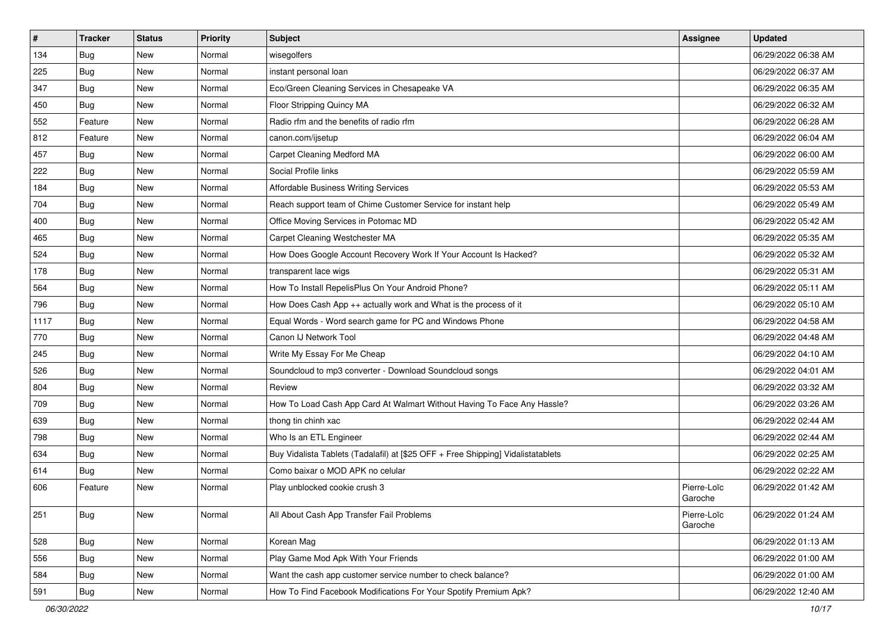| # | Tracker | Status | Priority | Subject | Assignee | Updated |
|---|---|---|---|---|---|---|
| 134 | Bug | New | Normal | wisegolfers | | 06/29/2022 06:38 AM |
| 225 | Bug | New | Normal | instant personal loan | | 06/29/2022 06:37 AM |
| 347 | Bug | New | Normal | Eco/Green Cleaning Services in Chesapeake VA | | 06/29/2022 06:35 AM |
| 450 | Bug | New | Normal | Floor Stripping Quincy MA | | 06/29/2022 06:32 AM |
| 552 | Feature | New | Normal | Radio rfm and the benefits of radio rfm | | 06/29/2022 06:28 AM |
| 812 | Feature | New | Normal | canon.com/ijsetup | | 06/29/2022 06:04 AM |
| 457 | Bug | New | Normal | Carpet Cleaning Medford MA | | 06/29/2022 06:00 AM |
| 222 | Bug | New | Normal | Social Profile links | | 06/29/2022 05:59 AM |
| 184 | Bug | New | Normal | Affordable Business Writing Services | | 06/29/2022 05:53 AM |
| 704 | Bug | New | Normal | Reach support team of Chime Customer Service for instant help | | 06/29/2022 05:49 AM |
| 400 | Bug | New | Normal | Office Moving Services in Potomac MD | | 06/29/2022 05:42 AM |
| 465 | Bug | New | Normal | Carpet Cleaning Westchester MA | | 06/29/2022 05:35 AM |
| 524 | Bug | New | Normal | How Does Google Account Recovery Work If Your Account Is Hacked? | | 06/29/2022 05:32 AM |
| 178 | Bug | New | Normal | transparent lace wigs | | 06/29/2022 05:31 AM |
| 564 | Bug | New | Normal | How To Install RepelisPlus On Your Android Phone? | | 06/29/2022 05:11 AM |
| 796 | Bug | New | Normal | How Does Cash App ++ actually work and What is the process of it | | 06/29/2022 05:10 AM |
| 1117 | Bug | New | Normal | Equal Words - Word search game for PC and Windows Phone | | 06/29/2022 04:58 AM |
| 770 | Bug | New | Normal | Canon IJ Network Tool | | 06/29/2022 04:48 AM |
| 245 | Bug | New | Normal | Write My Essay For Me Cheap | | 06/29/2022 04:10 AM |
| 526 | Bug | New | Normal | Soundcloud to mp3 converter - Download Soundcloud songs | | 06/29/2022 04:01 AM |
| 804 | Bug | New | Normal | Review | | 06/29/2022 03:32 AM |
| 709 | Bug | New | Normal | How To Load Cash App Card At Walmart Without Having To Face Any Hassle? | | 06/29/2022 03:26 AM |
| 639 | Bug | New | Normal | thong tin chinh xac | | 06/29/2022 02:44 AM |
| 798 | Bug | New | Normal | Who Is an ETL Engineer | | 06/29/2022 02:44 AM |
| 634 | Bug | New | Normal | Buy Vidalista Tablets (Tadalafil) at [$25 OFF + Free Shipping] Vidalistatablets | | 06/29/2022 02:25 AM |
| 614 | Bug | New | Normal | Como baixar o MOD APK no celular | | 06/29/2022 02:22 AM |
| 606 | Feature | New | Normal | Play unblocked cookie crush 3 | Pierre-Loïc Garoche | 06/29/2022 01:42 AM |
| 251 | Bug | New | Normal | All About Cash App Transfer Fail Problems | Pierre-Loïc Garoche | 06/29/2022 01:24 AM |
| 528 | Bug | New | Normal | Korean Mag | | 06/29/2022 01:13 AM |
| 556 | Bug | New | Normal | Play Game Mod Apk With Your Friends | | 06/29/2022 01:00 AM |
| 584 | Bug | New | Normal | Want the cash app customer service number to check balance? | | 06/29/2022 01:00 AM |
| 591 | Bug | New | Normal | How To Find Facebook Modifications For Your Spotify Premium Apk? | | 06/29/2022 12:40 AM |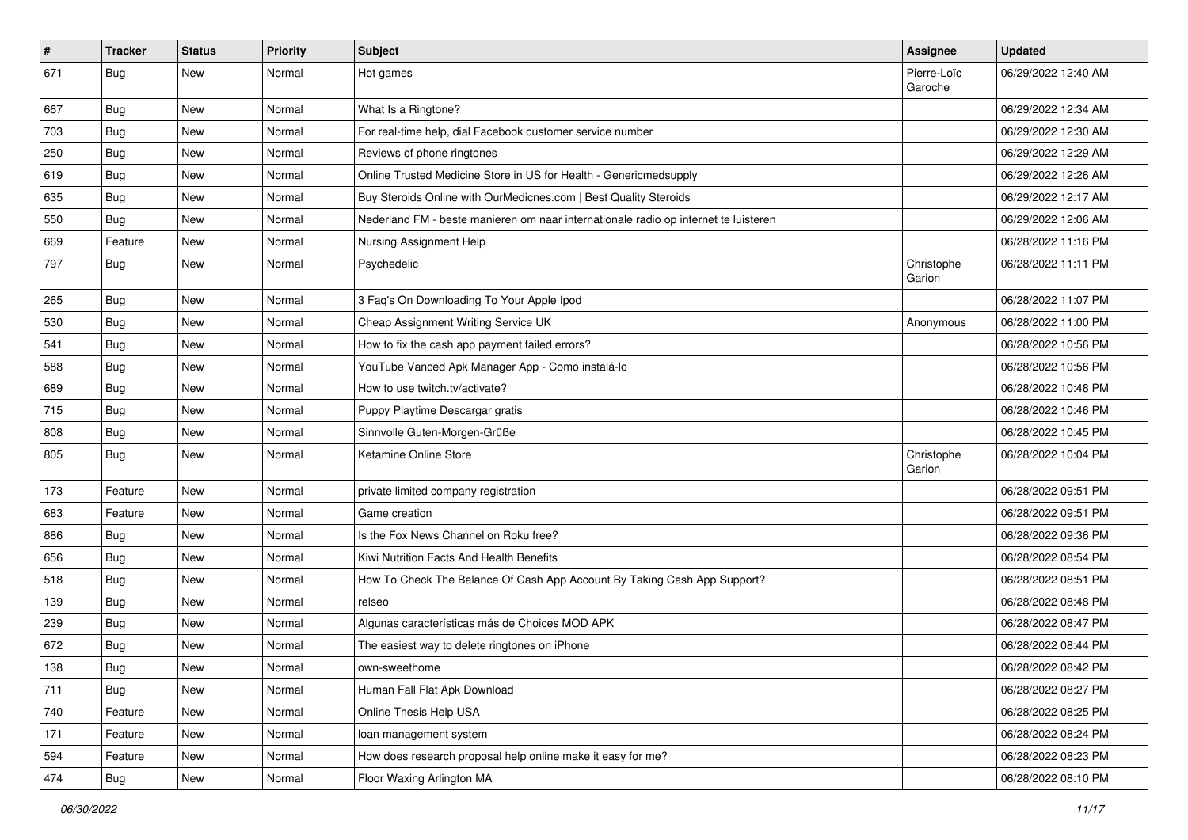| # | Tracker | Status | Priority | Subject | Assignee | Updated |
|---|---|---|---|---|---|---|
| 671 | Bug | New | Normal | Hot games | Pierre-Loïc Garoche | 06/29/2022 12:40 AM |
| 667 | Bug | New | Normal | What Is a Ringtone? | | 06/29/2022 12:34 AM |
| 703 | Bug | New | Normal | For real-time help, dial Facebook customer service number | | 06/29/2022 12:30 AM |
| 250 | Bug | New | Normal | Reviews of phone ringtones | | 06/29/2022 12:29 AM |
| 619 | Bug | New | Normal | Online Trusted Medicine Store in US for Health - Genericmedsupply | | 06/29/2022 12:26 AM |
| 635 | Bug | New | Normal | Buy Steroids Online with OurMedicnes.com \| Best Quality Steroids | | 06/29/2022 12:17 AM |
| 550 | Bug | New | Normal | Nederland FM - beste manieren om naar internationale radio op internet te luisteren | | 06/29/2022 12:06 AM |
| 669 | Feature | New | Normal | Nursing Assignment Help | | 06/28/2022 11:16 PM |
| 797 | Bug | New | Normal | Psychedelic | Christophe Garion | 06/28/2022 11:11 PM |
| 265 | Bug | New | Normal | 3 Faq's On Downloading To Your Apple Ipod | | 06/28/2022 11:07 PM |
| 530 | Bug | New | Normal | Cheap Assignment Writing Service UK | Anonymous | 06/28/2022 11:00 PM |
| 541 | Bug | New | Normal | How to fix the cash app payment failed errors? | | 06/28/2022 10:56 PM |
| 588 | Bug | New | Normal | YouTube Vanced Apk Manager App - Como instalá-lo | | 06/28/2022 10:56 PM |
| 689 | Bug | New | Normal | How to use twitch.tv/activate? | | 06/28/2022 10:48 PM |
| 715 | Bug | New | Normal | Puppy Playtime Descargar gratis | | 06/28/2022 10:46 PM |
| 808 | Bug | New | Normal | Sinnvolle Guten-Morgen-Grüße | | 06/28/2022 10:45 PM |
| 805 | Bug | New | Normal | Ketamine Online Store | Christophe Garion | 06/28/2022 10:04 PM |
| 173 | Feature | New | Normal | private limited company registration | | 06/28/2022 09:51 PM |
| 683 | Feature | New | Normal | Game creation | | 06/28/2022 09:51 PM |
| 886 | Bug | New | Normal | Is the Fox News Channel on Roku free? | | 06/28/2022 09:36 PM |
| 656 | Bug | New | Normal | Kiwi Nutrition Facts And Health Benefits | | 06/28/2022 08:54 PM |
| 518 | Bug | New | Normal | How To Check The Balance Of Cash App Account By Taking Cash App Support? | | 06/28/2022 08:51 PM |
| 139 | Bug | New | Normal | relseo | | 06/28/2022 08:48 PM |
| 239 | Bug | New | Normal | Algunas características más de Choices MOD APK | | 06/28/2022 08:47 PM |
| 672 | Bug | New | Normal | The easiest way to delete ringtones on iPhone | | 06/28/2022 08:44 PM |
| 138 | Bug | New | Normal | own-sweethome | | 06/28/2022 08:42 PM |
| 711 | Bug | New | Normal | Human Fall Flat Apk Download | | 06/28/2022 08:27 PM |
| 740 | Feature | New | Normal | Online Thesis Help USA | | 06/28/2022 08:25 PM |
| 171 | Feature | New | Normal | loan management system | | 06/28/2022 08:24 PM |
| 594 | Feature | New | Normal | How does research proposal help online make it easy for me? | | 06/28/2022 08:23 PM |
| 474 | Bug | New | Normal | Floor Waxing Arlington MA | | 06/28/2022 08:10 PM |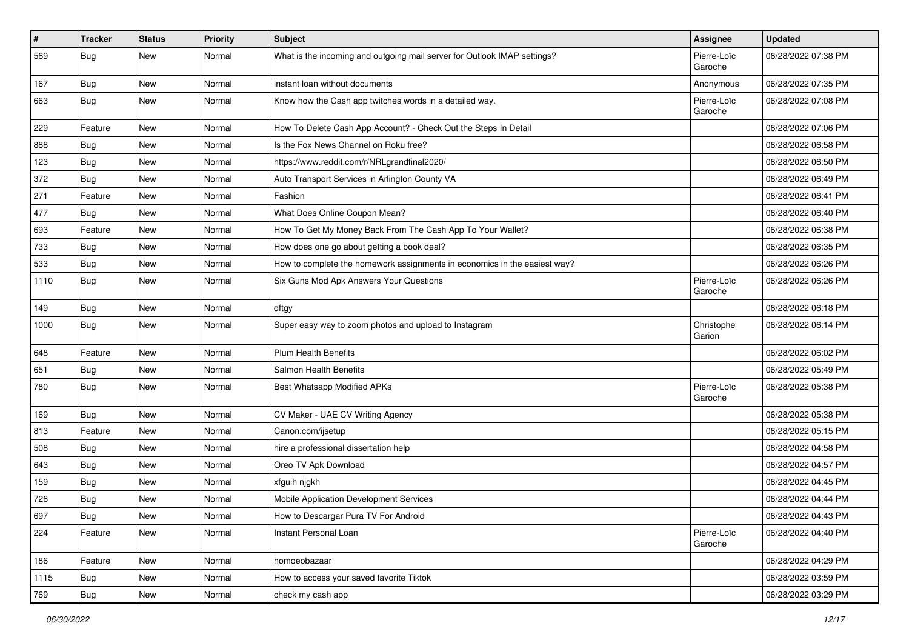| # | Tracker | Status | Priority | Subject | Assignee | Updated |
|---|---|---|---|---|---|---|
| 569 | Bug | New | Normal | What is the incoming and outgoing mail server for Outlook IMAP settings? | Pierre-Loïc Garoche | 06/28/2022 07:38 PM |
| 167 | Bug | New | Normal | instant loan without documents | Anonymous | 06/28/2022 07:35 PM |
| 663 | Bug | New | Normal | Know how the Cash app twitches words in a detailed way. | Pierre-Loïc Garoche | 06/28/2022 07:08 PM |
| 229 | Feature | New | Normal | How To Delete Cash App Account? - Check Out the Steps In Detail | | 06/28/2022 07:06 PM |
| 888 | Bug | New | Normal | Is the Fox News Channel on Roku free? | | 06/28/2022 06:58 PM |
| 123 | Bug | New | Normal | https://www.reddit.com/r/NRLgrandfinal2020/ | | 06/28/2022 06:50 PM |
| 372 | Bug | New | Normal | Auto Transport Services in Arlington County VA | | 06/28/2022 06:49 PM |
| 271 | Feature | New | Normal | Fashion | | 06/28/2022 06:41 PM |
| 477 | Bug | New | Normal | What Does Online Coupon Mean? | | 06/28/2022 06:40 PM |
| 693 | Feature | New | Normal | How To Get My Money Back From The Cash App To Your Wallet? | | 06/28/2022 06:38 PM |
| 733 | Bug | New | Normal | How does one go about getting a book deal? | | 06/28/2022 06:35 PM |
| 533 | Bug | New | Normal | How to complete the homework assignments in economics in the easiest way? | | 06/28/2022 06:26 PM |
| 1110 | Bug | New | Normal | Six Guns Mod Apk Answers Your Questions | Pierre-Loïc Garoche | 06/28/2022 06:26 PM |
| 149 | Bug | New | Normal | dftgy | | 06/28/2022 06:18 PM |
| 1000 | Bug | New | Normal | Super easy way to zoom photos and upload to Instagram | Christophe Garion | 06/28/2022 06:14 PM |
| 648 | Feature | New | Normal | Plum Health Benefits | | 06/28/2022 06:02 PM |
| 651 | Bug | New | Normal | Salmon Health Benefits | | 06/28/2022 05:49 PM |
| 780 | Bug | New | Normal | Best Whatsapp Modified APKs | Pierre-Loïc Garoche | 06/28/2022 05:38 PM |
| 169 | Bug | New | Normal | CV Maker - UAE CV Writing Agency | | 06/28/2022 05:38 PM |
| 813 | Feature | New | Normal | Canon.com/ijsetup | | 06/28/2022 05:15 PM |
| 508 | Bug | New | Normal | hire a professional dissertation help | | 06/28/2022 04:58 PM |
| 643 | Bug | New | Normal | Oreo TV Apk Download | | 06/28/2022 04:57 PM |
| 159 | Bug | New | Normal | xfguih njgkh | | 06/28/2022 04:45 PM |
| 726 | Bug | New | Normal | Mobile Application Development Services | | 06/28/2022 04:44 PM |
| 697 | Bug | New | Normal | How to Descargar Pura TV For Android | | 06/28/2022 04:43 PM |
| 224 | Feature | New | Normal | Instant Personal Loan | Pierre-Loïc Garoche | 06/28/2022 04:40 PM |
| 186 | Feature | New | Normal | homoeobazaar | | 06/28/2022 04:29 PM |
| 1115 | Bug | New | Normal | How to access your saved favorite Tiktok | | 06/28/2022 03:59 PM |
| 769 | Bug | New | Normal | check my cash app | | 06/28/2022 03:29 PM |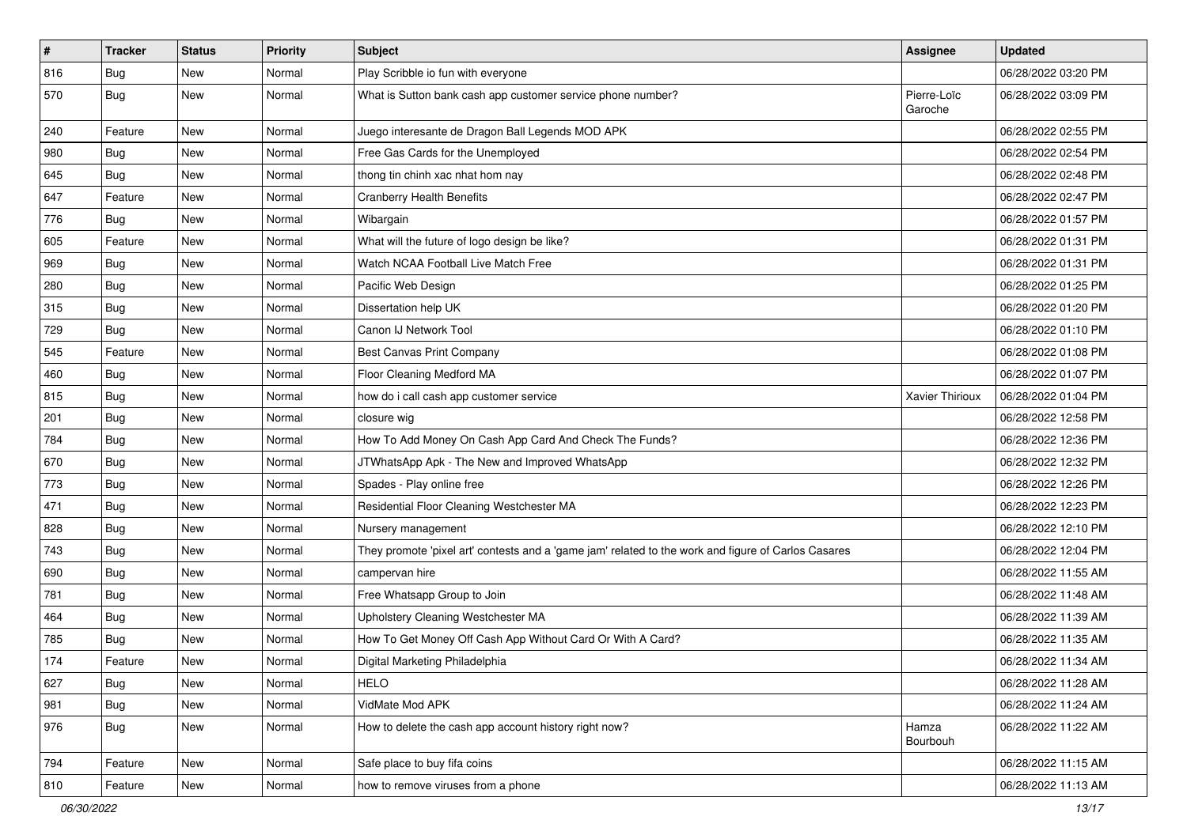| # | Tracker | Status | Priority | Subject | Assignee | Updated |
|---|---|---|---|---|---|---|
| 816 | Bug | New | Normal | Play Scribble io fun with everyone | | 06/28/2022 03:20 PM |
| 570 | Bug | New | Normal | What is Sutton bank cash app customer service phone number? | Pierre-Loïc Garoche | 06/28/2022 03:09 PM |
| 240 | Feature | New | Normal | Juego interesante de Dragon Ball Legends MOD APK | | 06/28/2022 02:55 PM |
| 980 | Bug | New | Normal | Free Gas Cards for the Unemployed | | 06/28/2022 02:54 PM |
| 645 | Bug | New | Normal | thong tin chinh xac nhat hom nay | | 06/28/2022 02:48 PM |
| 647 | Feature | New | Normal | Cranberry Health Benefits | | 06/28/2022 02:47 PM |
| 776 | Bug | New | Normal | Wibargain | | 06/28/2022 01:57 PM |
| 605 | Feature | New | Normal | What will the future of logo design be like? | | 06/28/2022 01:31 PM |
| 969 | Bug | New | Normal | Watch NCAA Football Live Match Free | | 06/28/2022 01:31 PM |
| 280 | Bug | New | Normal | Pacific Web Design | | 06/28/2022 01:25 PM |
| 315 | Bug | New | Normal | Dissertation help UK | | 06/28/2022 01:20 PM |
| 729 | Bug | New | Normal | Canon IJ Network Tool | | 06/28/2022 01:10 PM |
| 545 | Feature | New | Normal | Best Canvas Print Company | | 06/28/2022 01:08 PM |
| 460 | Bug | New | Normal | Floor Cleaning Medford MA | | 06/28/2022 01:07 PM |
| 815 | Bug | New | Normal | how do i call cash app customer service | Xavier Thirioux | 06/28/2022 01:04 PM |
| 201 | Bug | New | Normal | closure wig | | 06/28/2022 12:58 PM |
| 784 | Bug | New | Normal | How To Add Money On Cash App Card And Check The Funds? | | 06/28/2022 12:36 PM |
| 670 | Bug | New | Normal | JTWhatsApp Apk - The New and Improved WhatsApp | | 06/28/2022 12:32 PM |
| 773 | Bug | New | Normal | Spades - Play online free | | 06/28/2022 12:26 PM |
| 471 | Bug | New | Normal | Residential Floor Cleaning Westchester MA | | 06/28/2022 12:23 PM |
| 828 | Bug | New | Normal | Nursery management | | 06/28/2022 12:10 PM |
| 743 | Bug | New | Normal | They promote 'pixel art' contests and a 'game jam' related to the work and figure of Carlos Casares | | 06/28/2022 12:04 PM |
| 690 | Bug | New | Normal | campervan hire | | 06/28/2022 11:55 AM |
| 781 | Bug | New | Normal | Free Whatsapp Group to Join | | 06/28/2022 11:48 AM |
| 464 | Bug | New | Normal | Upholstery Cleaning Westchester MA | | 06/28/2022 11:39 AM |
| 785 | Bug | New | Normal | How To Get Money Off Cash App Without Card Or With A Card? | | 06/28/2022 11:35 AM |
| 174 | Feature | New | Normal | Digital Marketing Philadelphia | | 06/28/2022 11:34 AM |
| 627 | Bug | New | Normal | HELO | | 06/28/2022 11:28 AM |
| 981 | Bug | New | Normal | VidMate Mod APK | | 06/28/2022 11:24 AM |
| 976 | Bug | New | Normal | How to delete the cash app account history right now? | Hamza Bourbouh | 06/28/2022 11:22 AM |
| 794 | Feature | New | Normal | Safe place to buy fifa coins | | 06/28/2022 11:15 AM |
| 810 | Feature | New | Normal | how to remove viruses from a phone | | 06/28/2022 11:13 AM |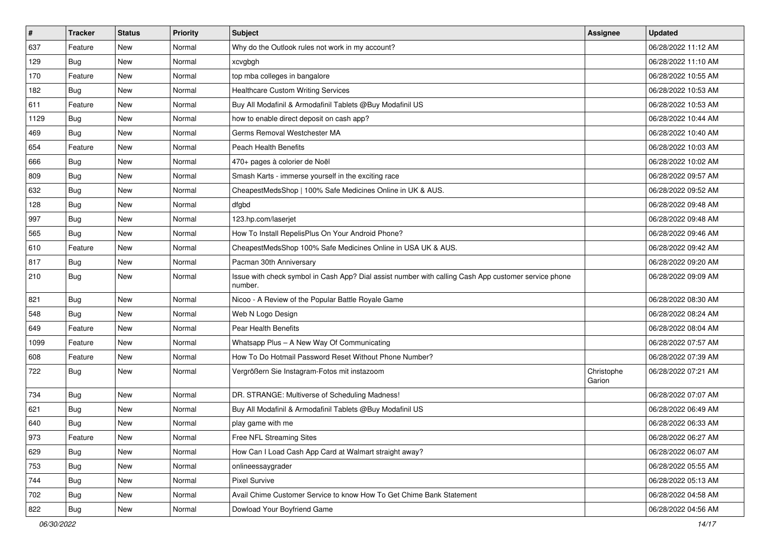| # | Tracker | Status | Priority | Subject | Assignee | Updated |
|---|---|---|---|---|---|---|
| 637 | Feature | New | Normal | Why do the Outlook rules not work in my account? | | 06/28/2022 11:12 AM |
| 129 | Bug | New | Normal | xcvgbgh | | 06/28/2022 11:10 AM |
| 170 | Feature | New | Normal | top mba colleges in bangalore | | 06/28/2022 10:55 AM |
| 182 | Bug | New | Normal | Healthcare Custom Writing Services | | 06/28/2022 10:53 AM |
| 611 | Feature | New | Normal | Buy All Modafinil & Armodafinil Tablets @Buy Modafinil US | | 06/28/2022 10:53 AM |
| 1129 | Bug | New | Normal | how to enable direct deposit on cash app? | | 06/28/2022 10:44 AM |
| 469 | Bug | New | Normal | Germs Removal Westchester MA | | 06/28/2022 10:40 AM |
| 654 | Feature | New | Normal | Peach Health Benefits | | 06/28/2022 10:03 AM |
| 666 | Bug | New | Normal | 470+ pages à colorier de Noël | | 06/28/2022 10:02 AM |
| 809 | Bug | New | Normal | Smash Karts - immerse yourself in the exciting race | | 06/28/2022 09:57 AM |
| 632 | Bug | New | Normal | CheapestMedsShop \| 100% Safe Medicines Online in UK & AUS. | | 06/28/2022 09:52 AM |
| 128 | Bug | New | Normal | dfgbd | | 06/28/2022 09:48 AM |
| 997 | Bug | New | Normal | 123.hp.com/laserjet | | 06/28/2022 09:48 AM |
| 565 | Bug | New | Normal | How To Install RepelisPlus On Your Android Phone? | | 06/28/2022 09:46 AM |
| 610 | Feature | New | Normal | CheapestMedsShop 100% Safe Medicines Online in USA UK & AUS. | | 06/28/2022 09:42 AM |
| 817 | Bug | New | Normal | Pacman 30th Anniversary | | 06/28/2022 09:20 AM |
| 210 | Bug | New | Normal | Issue with check symbol in Cash App? Dial assist number with calling Cash App customer service phone number. | | 06/28/2022 09:09 AM |
| 821 | Bug | New | Normal | Nicoo - A Review of the Popular Battle Royale Game | | 06/28/2022 08:30 AM |
| 548 | Bug | New | Normal | Web N Logo Design | | 06/28/2022 08:24 AM |
| 649 | Feature | New | Normal | Pear Health Benefits | | 06/28/2022 08:04 AM |
| 1099 | Feature | New | Normal | Whatsapp Plus – A New Way Of Communicating | | 06/28/2022 07:57 AM |
| 608 | Feature | New | Normal | How To Do Hotmail Password Reset Without Phone Number? | | 06/28/2022 07:39 AM |
| 722 | Bug | New | Normal | Vergrößern Sie Instagram-Fotos mit instazoom | Christophe Garion | 06/28/2022 07:21 AM |
| 734 | Bug | New | Normal | DR. STRANGE: Multiverse of Scheduling Madness! | | 06/28/2022 07:07 AM |
| 621 | Bug | New | Normal | Buy All Modafinil & Armodafinil Tablets @Buy Modafinil US | | 06/28/2022 06:49 AM |
| 640 | Bug | New | Normal | play game with me | | 06/28/2022 06:33 AM |
| 973 | Feature | New | Normal | Free NFL Streaming Sites | | 06/28/2022 06:27 AM |
| 629 | Bug | New | Normal | How Can I Load Cash App Card at Walmart straight away? | | 06/28/2022 06:07 AM |
| 753 | Bug | New | Normal | onlineessaygrader | | 06/28/2022 05:55 AM |
| 744 | Bug | New | Normal | Pixel Survive | | 06/28/2022 05:13 AM |
| 702 | Bug | New | Normal | Avail Chime Customer Service to know How To Get Chime Bank Statement | | 06/28/2022 04:58 AM |
| 822 | Bug | New | Normal | Dowload Your Boyfriend Game | | 06/28/2022 04:56 AM |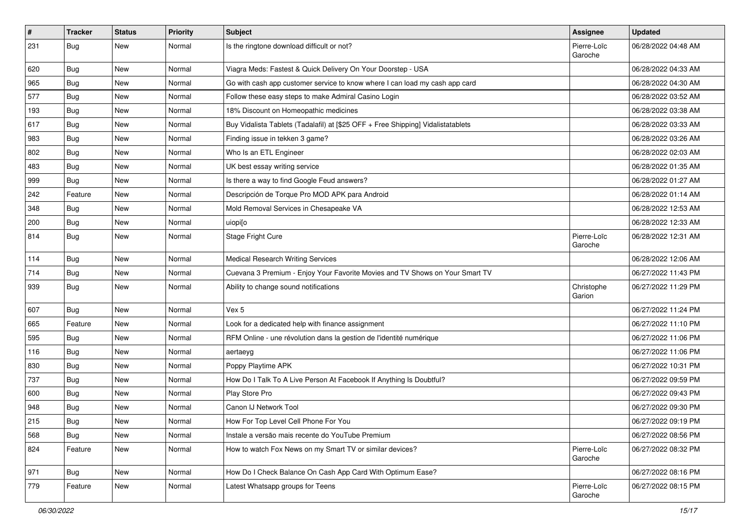| # | Tracker | Status | Priority | Subject | Assignee | Updated |
| --- | --- | --- | --- | --- | --- | --- |
| 231 | Bug | New | Normal | Is the ringtone download difficult or not? | Pierre-Loïc Garoche | 06/28/2022 04:48 AM |
| 620 | Bug | New | Normal | Viagra Meds: Fastest & Quick Delivery On Your Doorstep - USA | | 06/28/2022 04:33 AM |
| 965 | Bug | New | Normal | Go with cash app customer service to know where I can load my cash app card | | 06/28/2022 04:30 AM |
| 577 | Bug | New | Normal | Follow these easy steps to make Admiral Casino Login | | 06/28/2022 03:52 AM |
| 193 | Bug | New | Normal | 18% Discount on Homeopathic medicines | | 06/28/2022 03:38 AM |
| 617 | Bug | New | Normal | Buy Vidalista Tablets (Tadalafil) at [$25 OFF + Free Shipping] Vidalistatablets | | 06/28/2022 03:33 AM |
| 983 | Bug | New | Normal | Finding issue in tekken 3 game? | | 06/28/2022 03:26 AM |
| 802 | Bug | New | Normal | Who Is an ETL Engineer | | 06/28/2022 02:03 AM |
| 483 | Bug | New | Normal | UK best essay writing service | | 06/28/2022 01:35 AM |
| 999 | Bug | New | Normal | Is there a way to find Google Feud answers? | | 06/28/2022 01:27 AM |
| 242 | Feature | New | Normal | Descripción de Torque Pro MOD APK para Android | | 06/28/2022 01:14 AM |
| 348 | Bug | New | Normal | Mold Removal Services in Chesapeake VA | | 06/28/2022 12:53 AM |
| 200 | Bug | New | Normal | uiopi[o | | 06/28/2022 12:33 AM |
| 814 | Bug | New | Normal | Stage Fright Cure | Pierre-Loïc Garoche | 06/28/2022 12:31 AM |
| 114 | Bug | New | Normal | Medical Research Writing Services | | 06/28/2022 12:06 AM |
| 714 | Bug | New | Normal | Cuevana 3 Premium - Enjoy Your Favorite Movies and TV Shows on Your Smart TV | | 06/27/2022 11:43 PM |
| 939 | Bug | New | Normal | Ability to change sound notifications | Christophe Garion | 06/27/2022 11:29 PM |
| 607 | Bug | New | Normal | Vex 5 | | 06/27/2022 11:24 PM |
| 665 | Feature | New | Normal | Look for a dedicated help with finance assignment | | 06/27/2022 11:10 PM |
| 595 | Bug | New | Normal | RFM Online - une révolution dans la gestion de l'identité numérique | | 06/27/2022 11:06 PM |
| 116 | Bug | New | Normal | aertaeyg | | 06/27/2022 11:06 PM |
| 830 | Bug | New | Normal | Poppy Playtime APK | | 06/27/2022 10:31 PM |
| 737 | Bug | New | Normal | How Do I Talk To A Live Person At Facebook If Anything Is Doubtful? | | 06/27/2022 09:59 PM |
| 600 | Bug | New | Normal | Play Store Pro | | 06/27/2022 09:43 PM |
| 948 | Bug | New | Normal | Canon IJ Network Tool | | 06/27/2022 09:30 PM |
| 215 | Bug | New | Normal | How For Top Level Cell Phone For You | | 06/27/2022 09:19 PM |
| 568 | Bug | New | Normal | Instale a versão mais recente do YouTube Premium | | 06/27/2022 08:56 PM |
| 824 | Feature | New | Normal | How to watch Fox News on my Smart TV or similar devices? | Pierre-Loïc Garoche | 06/27/2022 08:32 PM |
| 971 | Bug | New | Normal | How Do I Check Balance On Cash App Card With Optimum Ease? | | 06/27/2022 08:16 PM |
| 779 | Feature | New | Normal | Latest Whatsapp groups for Teens | Pierre-Loïc Garoche | 06/27/2022 08:15 PM |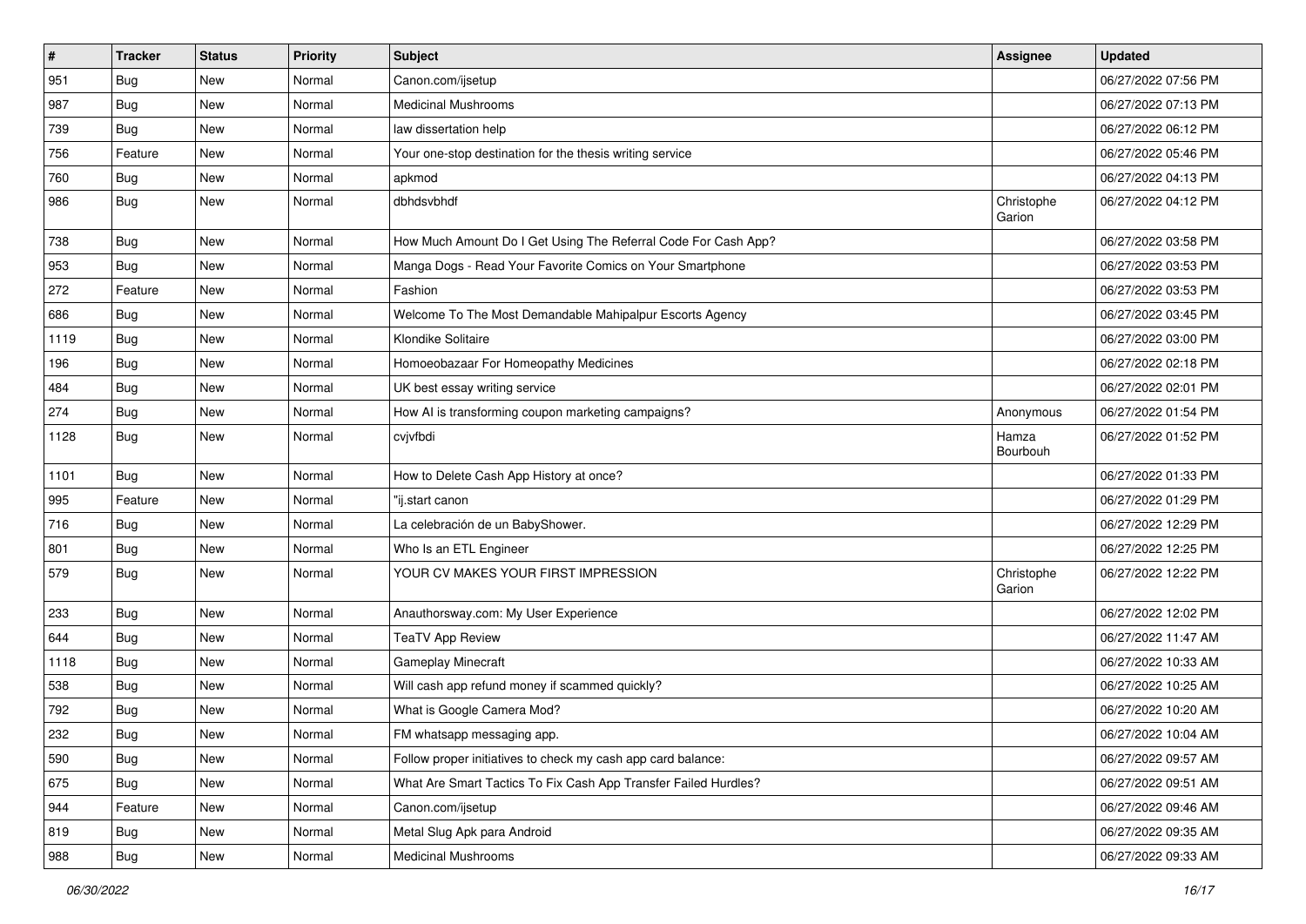| # | Tracker | Status | Priority | Subject | Assignee | Updated |
|---|---|---|---|---|---|---|
| 951 | Bug | New | Normal | Canon.com/ijsetup | | 06/27/2022 07:56 PM |
| 987 | Bug | New | Normal | Medicinal Mushrooms | | 06/27/2022 07:13 PM |
| 739 | Bug | New | Normal | law dissertation help | | 06/27/2022 06:12 PM |
| 756 | Feature | New | Normal | Your one-stop destination for the thesis writing service | | 06/27/2022 05:46 PM |
| 760 | Bug | New | Normal | apkmod | | 06/27/2022 04:13 PM |
| 986 | Bug | New | Normal | dbhdsvbhdf | Christophe Garion | 06/27/2022 04:12 PM |
| 738 | Bug | New | Normal | How Much Amount Do I Get Using The Referral Code For Cash App? | | 06/27/2022 03:58 PM |
| 953 | Bug | New | Normal | Manga Dogs - Read Your Favorite Comics on Your Smartphone | | 06/27/2022 03:53 PM |
| 272 | Feature | New | Normal | Fashion | | 06/27/2022 03:53 PM |
| 686 | Bug | New | Normal | Welcome To The Most Demandable Mahipalpur Escorts Agency | | 06/27/2022 03:45 PM |
| 1119 | Bug | New | Normal | Klondike Solitaire | | 06/27/2022 03:00 PM |
| 196 | Bug | New | Normal | Homoeobazaar For Homeopathy Medicines | | 06/27/2022 02:18 PM |
| 484 | Bug | New | Normal | UK best essay writing service | | 06/27/2022 02:01 PM |
| 274 | Bug | New | Normal | How AI is transforming coupon marketing campaigns? | Anonymous | 06/27/2022 01:54 PM |
| 1128 | Bug | New | Normal | cvjvfbdi | Hamza Bourbouh | 06/27/2022 01:52 PM |
| 1101 | Bug | New | Normal | How to Delete Cash App History at once? | | 06/27/2022 01:33 PM |
| 995 | Feature | New | Normal | "ij.start canon | | 06/27/2022 01:29 PM |
| 716 | Bug | New | Normal | La celebración de un BabyShower. | | 06/27/2022 12:29 PM |
| 801 | Bug | New | Normal | Who Is an ETL Engineer | | 06/27/2022 12:25 PM |
| 579 | Bug | New | Normal | YOUR CV MAKES YOUR FIRST IMPRESSION | Christophe Garion | 06/27/2022 12:22 PM |
| 233 | Bug | New | Normal | Anauthorsway.com: My User Experience | | 06/27/2022 12:02 PM |
| 644 | Bug | New | Normal | TeaTV App Review | | 06/27/2022 11:47 AM |
| 1118 | Bug | New | Normal | Gameplay Minecraft | | 06/27/2022 10:33 AM |
| 538 | Bug | New | Normal | Will cash app refund money if scammed quickly? | | 06/27/2022 10:25 AM |
| 792 | Bug | New | Normal | What is Google Camera Mod? | | 06/27/2022 10:20 AM |
| 232 | Bug | New | Normal | FM whatsapp messaging app. | | 06/27/2022 10:04 AM |
| 590 | Bug | New | Normal | Follow proper initiatives to check my cash app card balance: | | 06/27/2022 09:57 AM |
| 675 | Bug | New | Normal | What Are Smart Tactics To Fix Cash App Transfer Failed Hurdles? | | 06/27/2022 09:51 AM |
| 944 | Feature | New | Normal | Canon.com/ijsetup | | 06/27/2022 09:46 AM |
| 819 | Bug | New | Normal | Metal Slug Apk para Android | | 06/27/2022 09:35 AM |
| 988 | Bug | New | Normal | Medicinal Mushrooms | | 06/27/2022 09:33 AM |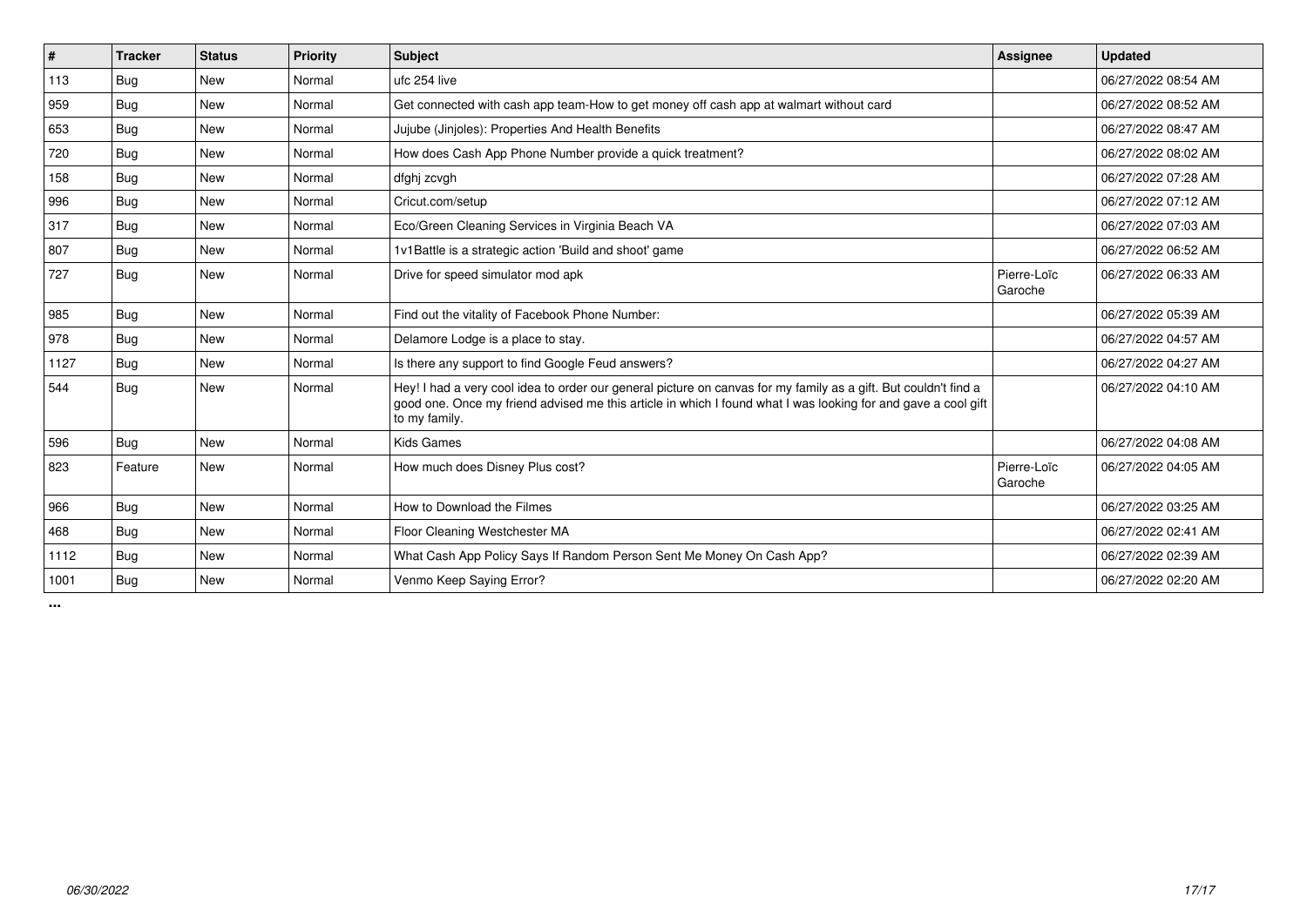| # | Tracker | Status | Priority | Subject | Assignee | Updated |
|---|---|---|---|---|---|---|
| 113 | Bug | New | Normal | ufc 254 live | | 06/27/2022 08:54 AM |
| 959 | Bug | New | Normal | Get connected with cash app team-How to get money off cash app at walmart without card | | 06/27/2022 08:52 AM |
| 653 | Bug | New | Normal | Jujube (Jinjoles): Properties And Health Benefits | | 06/27/2022 08:47 AM |
| 720 | Bug | New | Normal | How does Cash App Phone Number provide a quick treatment? | | 06/27/2022 08:02 AM |
| 158 | Bug | New | Normal | dfghj zcvgh | | 06/27/2022 07:28 AM |
| 996 | Bug | New | Normal | Cricut.com/setup | | 06/27/2022 07:12 AM |
| 317 | Bug | New | Normal | Eco/Green Cleaning Services in Virginia Beach VA | | 06/27/2022 07:03 AM |
| 807 | Bug | New | Normal | 1v1Battle is a strategic action 'Build and shoot' game | | 06/27/2022 06:52 AM |
| 727 | Bug | New | Normal | Drive for speed simulator mod apk | Pierre-Loïc Garoche | 06/27/2022 06:33 AM |
| 985 | Bug | New | Normal | Find out the vitality of Facebook Phone Number: | | 06/27/2022 05:39 AM |
| 978 | Bug | New | Normal | Delamore Lodge is a place to stay. | | 06/27/2022 04:57 AM |
| 1127 | Bug | New | Normal | Is there any support to find Google Feud answers? | | 06/27/2022 04:27 AM |
| 544 | Bug | New | Normal | Hey! I had a very cool idea to order our general picture on canvas for my family as a gift. But couldn't find a good one. Once my friend advised me this article in which I found what I was looking for and gave a cool gift to my family. | | 06/27/2022 04:10 AM |
| 596 | Bug | New | Normal | Kids Games | | 06/27/2022 04:08 AM |
| 823 | Feature | New | Normal | How much does Disney Plus cost? | Pierre-Loïc Garoche | 06/27/2022 04:05 AM |
| 966 | Bug | New | Normal | How to Download the Filmes | | 06/27/2022 03:25 AM |
| 468 | Bug | New | Normal | Floor Cleaning Westchester MA | | 06/27/2022 02:41 AM |
| 1112 | Bug | New | Normal | What Cash App Policy Says If Random Person Sent Me Money On Cash App? | | 06/27/2022 02:39 AM |
| 1001 | Bug | New | Normal | Venmo Keep Saying Error? | | 06/27/2022 02:20 AM |

...